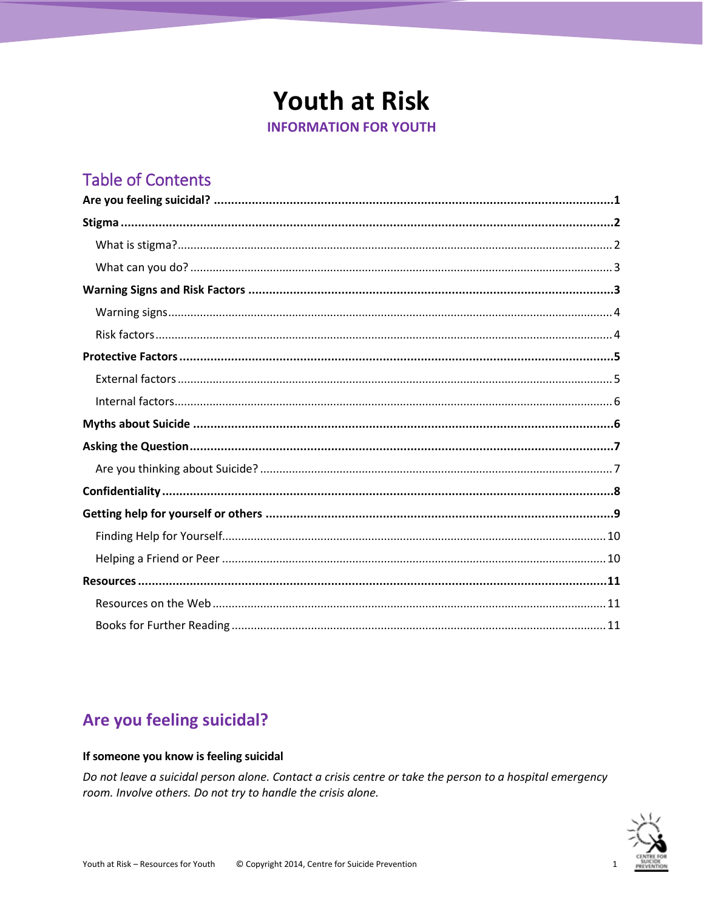# Youth at Risk

**INFORMATION FOR YOUTH**

## Table of Contents

**Are you feeling suicidal?** .... 1

**Stigma** .... 2

- What is stigma? .... 2
- What can you do? .... 3

**Warning Signs and Risk Factors** .... 3

- Warning signs .... 4
- Risk factors .... 4

**Protective Factors** .... 5

- External factors .... 5
- Internal factors .... 6

**Myths about Suicide** .... 6

**Asking the Question** .... 7

- Are you thinking about Suicide? .... 7

**Confidentiality** .... 8

**Getting help for yourself or others** .... 9

- Finding Help for Yourself .... 10
- Helping a Friend or Peer .... 10

**Resources** .... 11

- Resources on the Web .... 11
- Books for Further Reading .... 11

## Are you feeling suicidal?

**If someone you know is feeling suicidal**

*Do not leave a suicidal person alone. Contact a crisis centre or take the person to a hospital emergency room. Involve others. Do not try to handle the crisis alone.*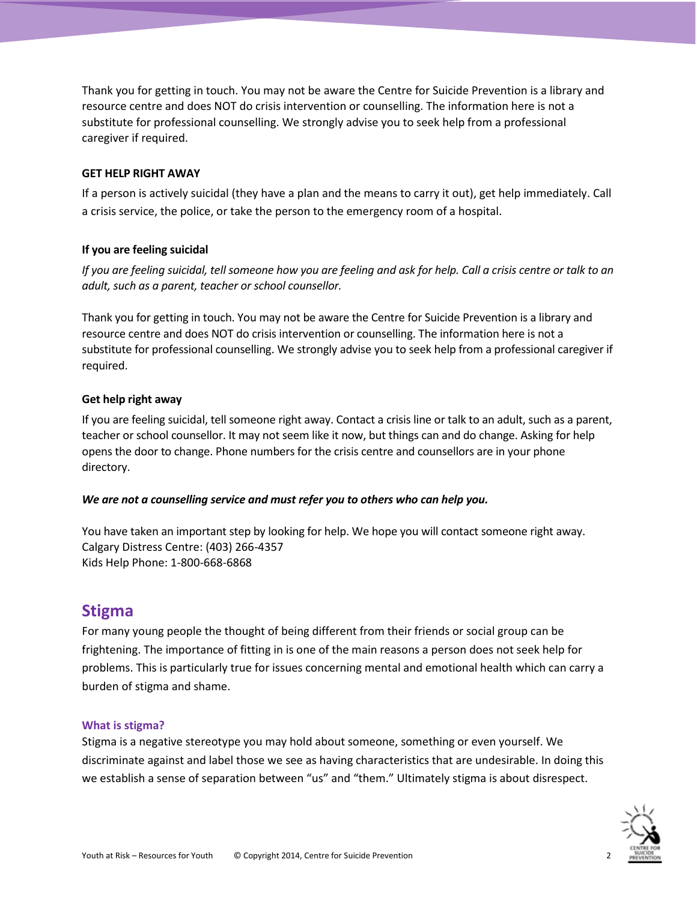Thank you for getting in touch. You may not be aware the Centre for Suicide Prevention is a library and resource centre and does NOT do crisis intervention or counselling. The information here is not a substitute for professional counselling. We strongly advise you to seek help from a professional caregiver if required.

**GET HELP RIGHT AWAY**

If a person is actively suicidal (they have a plan and the means to carry it out), get help immediately. Call a crisis service, the police, or take the person to the emergency room of a hospital.

**If you are feeling suicidal**

*If you are feeling suicidal, tell someone how you are feeling and ask for help. Call a crisis centre or talk to an adult, such as a parent, teacher or school counsellor.*

Thank you for getting in touch. You may not be aware the Centre for Suicide Prevention is a library and resource centre and does NOT do crisis intervention or counselling. The information here is not a substitute for professional counselling. We strongly advise you to seek help from a professional caregiver if required.

**Get help right away**

If you are feeling suicidal, tell someone right away. Contact a crisis line or talk to an adult, such as a parent, teacher or school counsellor. It may not seem like it now, but things can and do change. Asking for help opens the door to change. Phone numbers for the crisis centre and counsellors are in your phone directory.

***We are not a counselling service and must refer you to others who can help you.***

You have taken an important step by looking for help. We hope you will contact someone right away.
Calgary Distress Centre: (403) 266-4357
Kids Help Phone: 1-800-668-6868

## Stigma

For many young people the thought of being different from their friends or social group can be frightening. The importance of fitting in is one of the main reasons a person does not seek help for problems. This is particularly true for issues concerning mental and emotional health which can carry a burden of stigma and shame.

### What is stigma?

Stigma is a negative stereotype you may hold about someone, something or even yourself. We discriminate against and label those we see as having characteristics that are undesirable. In doing this we establish a sense of separation between "us" and "them." Ultimately stigma is about disrespect.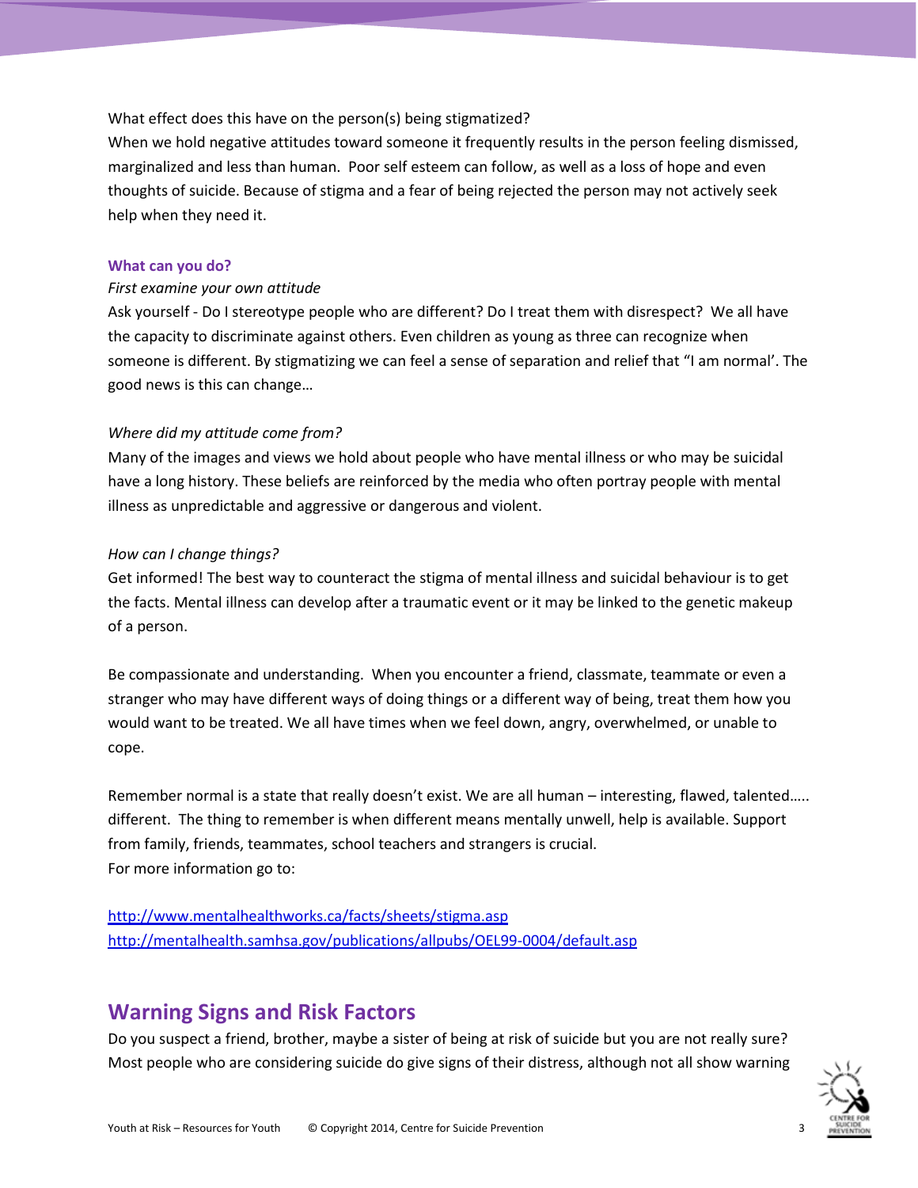What effect does this have on the person(s) being stigmatized?
When we hold negative attitudes toward someone it frequently results in the person feeling dismissed, marginalized and less than human. Poor self esteem can follow, as well as a loss of hope and even thoughts of suicide. Because of stigma and a fear of being rejected the person may not actively seek help when they need it.

### What can you do?

*First examine your own attitude*

Ask yourself - Do I stereotype people who are different? Do I treat them with disrespect? We all have the capacity to discriminate against others. Even children as young as three can recognize when someone is different. By stigmatizing we can feel a sense of separation and relief that "I am normal'. The good news is this can change…

*Where did my attitude come from?*

Many of the images and views we hold about people who have mental illness or who may be suicidal have a long history. These beliefs are reinforced by the media who often portray people with mental illness as unpredictable and aggressive or dangerous and violent.

*How can I change things?*

Get informed! The best way to counteract the stigma of mental illness and suicidal behaviour is to get the facts. Mental illness can develop after a traumatic event or it may be linked to the genetic makeup of a person.

Be compassionate and understanding. When you encounter a friend, classmate, teammate or even a stranger who may have different ways of doing things or a different way of being, treat them how you would want to be treated. We all have times when we feel down, angry, overwhelmed, or unable to cope.

Remember normal is a state that really doesn't exist. We are all human – interesting, flawed, talented….. different. The thing to remember is when different means mentally unwell, help is available. Support from family, friends, teammates, school teachers and strangers is crucial.
For more information go to:

http://www.mentalhealthworks.ca/facts/sheets/stigma.asp
http://mentalhealth.samhsa.gov/publications/allpubs/OEL99-0004/default.asp

## Warning Signs and Risk Factors

Do you suspect a friend, brother, maybe a sister of being at risk of suicide but you are not really sure? Most people who are considering suicide do give signs of their distress, although not all show warning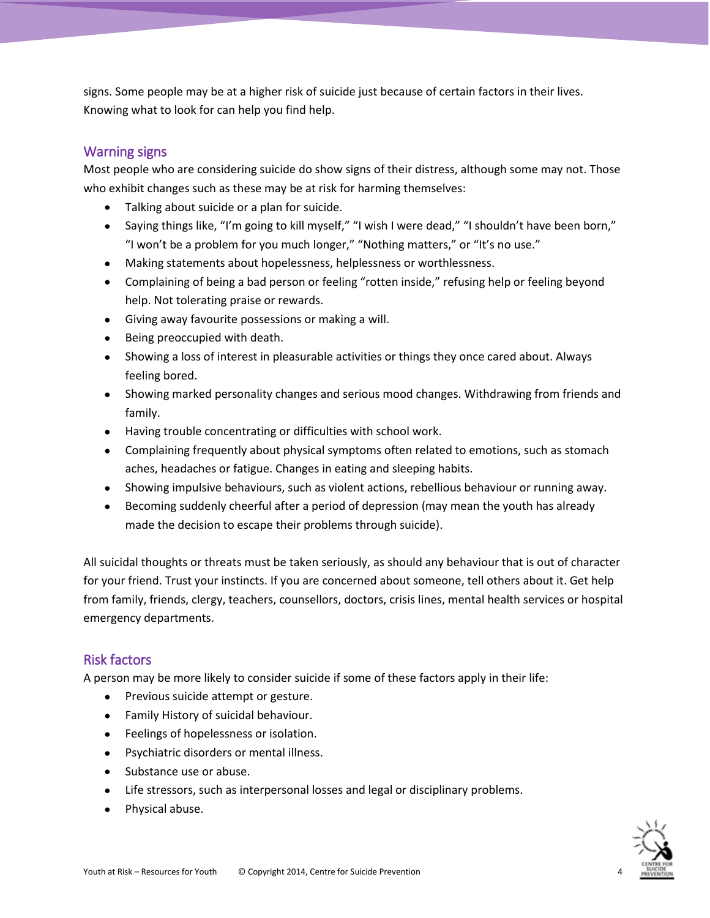signs. Some people may be at a higher risk of suicide just because of certain factors in their lives. Knowing what to look for can help you find help.

## Warning signs

Most people who are considering suicide do show signs of their distress, although some may not. Those who exhibit changes such as these may be at risk for harming themselves:

- Talking about suicide or a plan for suicide.
- Saying things like, "I'm going to kill myself," "I wish I were dead," "I shouldn't have been born," "I won't be a problem for you much longer," "Nothing matters," or "It's no use."
- Making statements about hopelessness, helplessness or worthlessness.
- Complaining of being a bad person or feeling "rotten inside," refusing help or feeling beyond help. Not tolerating praise or rewards.
- Giving away favourite possessions or making a will.
- Being preoccupied with death.
- Showing a loss of interest in pleasurable activities or things they once cared about. Always feeling bored.
- Showing marked personality changes and serious mood changes. Withdrawing from friends and family.
- Having trouble concentrating or difficulties with school work.
- Complaining frequently about physical symptoms often related to emotions, such as stomach aches, headaches or fatigue. Changes in eating and sleeping habits.
- Showing impulsive behaviours, such as violent actions, rebellious behaviour or running away.
- Becoming suddenly cheerful after a period of depression (may mean the youth has already made the decision to escape their problems through suicide).

All suicidal thoughts or threats must be taken seriously, as should any behaviour that is out of character for your friend. Trust your instincts. If you are concerned about someone, tell others about it. Get help from family, friends, clergy, teachers, counsellors, doctors, crisis lines, mental health services or hospital emergency departments.

## Risk factors

A person may be more likely to consider suicide if some of these factors apply in their life:

- Previous suicide attempt or gesture.
- Family History of suicidal behaviour.
- Feelings of hopelessness or isolation.
- Psychiatric disorders or mental illness.
- Substance use or abuse.
- Life stressors, such as interpersonal losses and legal or disciplinary problems.
- Physical abuse.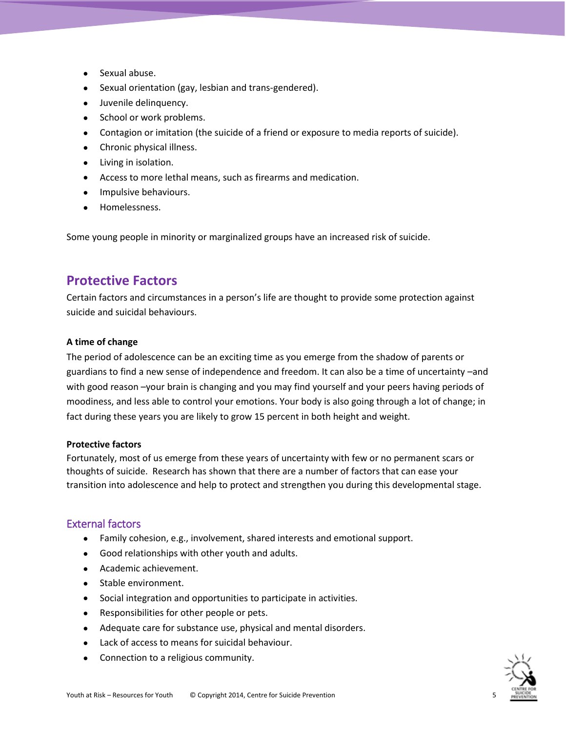- Sexual abuse.
- Sexual orientation (gay, lesbian and trans-gendered).
- Juvenile delinquency.
- School or work problems.
- Contagion or imitation (the suicide of a friend or exposure to media reports of suicide).
- Chronic physical illness.
- Living in isolation.
- Access to more lethal means, such as firearms and medication.
- Impulsive behaviours.
- Homelessness.

Some young people in minority or marginalized groups have an increased risk of suicide.

## Protective Factors

Certain factors and circumstances in a person's life are thought to provide some protection against suicide and suicidal behaviours.

**A time of change**

The period of adolescence can be an exciting time as you emerge from the shadow of parents or guardians to find a new sense of independence and freedom. It can also be a time of uncertainty –and with good reason –your brain is changing and you may find yourself and your peers having periods of moodiness, and less able to control your emotions. Your body is also going through a lot of change; in fact during these years you are likely to grow 15 percent in both height and weight.

**Protective factors**

Fortunately, most of us emerge from these years of uncertainty with few or no permanent scars or thoughts of suicide. Research has shown that there are a number of factors that can ease your transition into adolescence and help to protect and strengthen you during this developmental stage.

### External factors

- Family cohesion, e.g., involvement, shared interests and emotional support.
- Good relationships with other youth and adults.
- Academic achievement.
- Stable environment.
- Social integration and opportunities to participate in activities.
- Responsibilities for other people or pets.
- Adequate care for substance use, physical and mental disorders.
- Lack of access to means for suicidal behaviour.
- Connection to a religious community.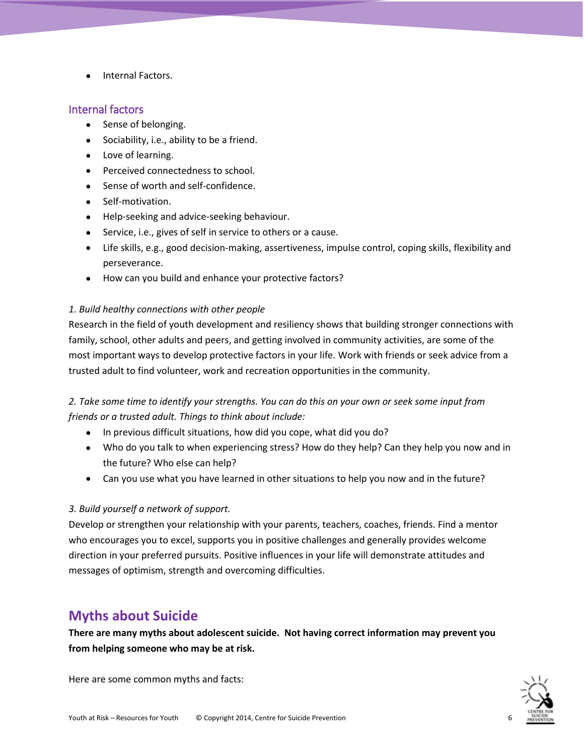- Internal Factors.

### Internal factors

- Sense of belonging.
- Sociability, i.e., ability to be a friend.
- Love of learning.
- Perceived connectedness to school.
- Sense of worth and self-confidence.
- Self-motivation.
- Help-seeking and advice-seeking behaviour.
- Service, i.e., gives of self in service to others or a cause.
- Life skills, e.g., good decision-making, assertiveness, impulse control, coping skills, flexibility and perseverance.
- How can you build and enhance your protective factors?

*1. Build healthy connections with other people*

Research in the field of youth development and resiliency shows that building stronger connections with family, school, other adults and peers, and getting involved in community activities, are some of the most important ways to develop protective factors in your life. Work with friends or seek advice from a trusted adult to find volunteer, work and recreation opportunities in the community.

*2. Take some time to identify your strengths. You can do this on your own or seek some input from friends or a trusted adult. Things to think about include:*

- In previous difficult situations, how did you cope, what did you do?
- Who do you talk to when experiencing stress? How do they help? Can they help you now and in the future? Who else can help?
- Can you use what you have learned in other situations to help you now and in the future?

*3. Build yourself a network of support.*

Develop or strengthen your relationship with your parents, teachers, coaches, friends. Find a mentor who encourages you to excel, supports you in positive challenges and generally provides welcome direction in your preferred pursuits. Positive influences in your life will demonstrate attitudes and messages of optimism, strength and overcoming difficulties.

## Myths about Suicide

**There are many myths about adolescent suicide. Not having correct information may prevent you from helping someone who may be at risk.**

Here are some common myths and facts: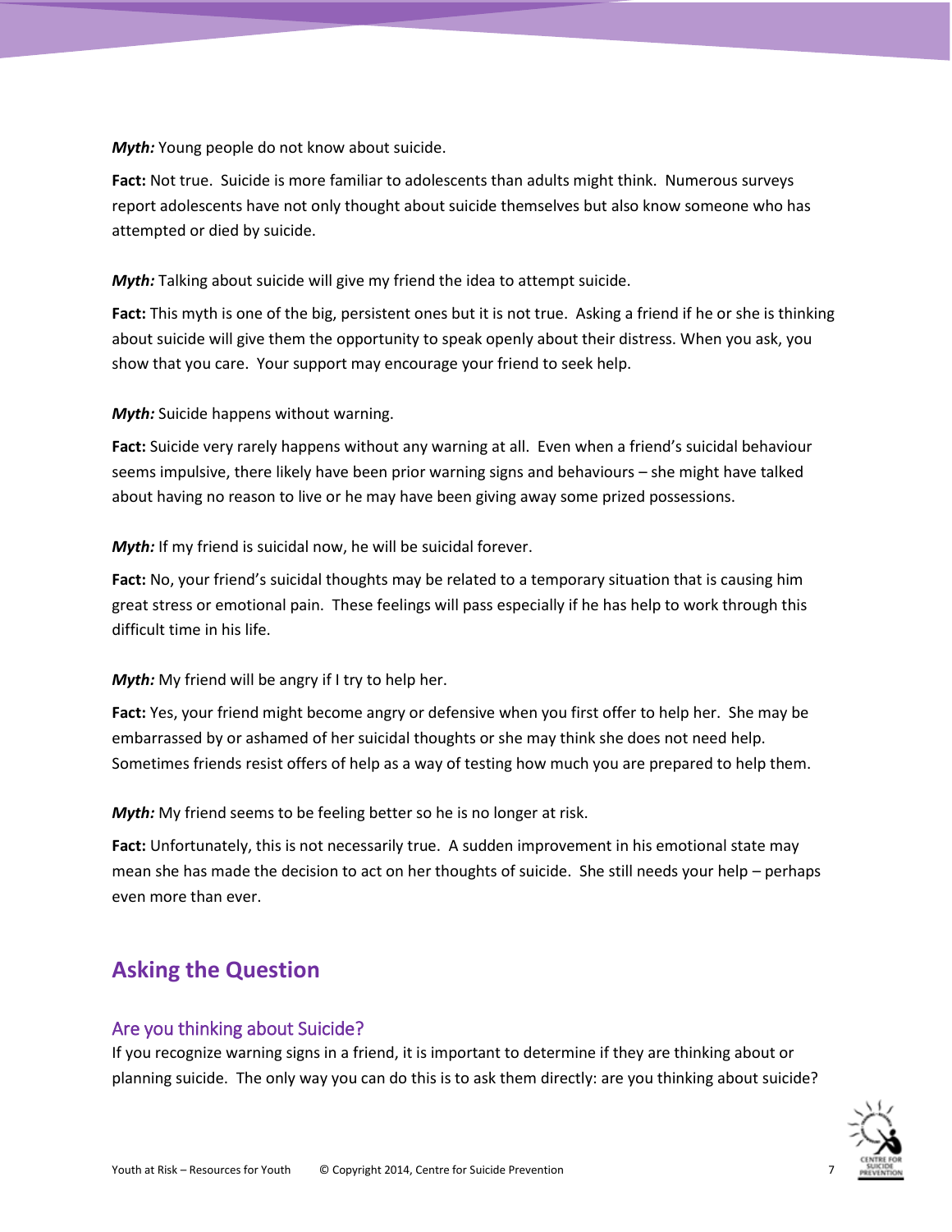***Myth:*** Young people do not know about suicide.

**Fact:** Not true. Suicide is more familiar to adolescents than adults might think. Numerous surveys report adolescents have not only thought about suicide themselves but also know someone who has attempted or died by suicide.

***Myth:*** Talking about suicide will give my friend the idea to attempt suicide.

**Fact:** This myth is one of the big, persistent ones but it is not true. Asking a friend if he or she is thinking about suicide will give them the opportunity to speak openly about their distress. When you ask, you show that you care. Your support may encourage your friend to seek help.

***Myth:*** Suicide happens without warning.

**Fact:** Suicide very rarely happens without any warning at all. Even when a friend's suicidal behaviour seems impulsive, there likely have been prior warning signs and behaviours – she might have talked about having no reason to live or he may have been giving away some prized possessions.

***Myth:*** If my friend is suicidal now, he will be suicidal forever.

**Fact:** No, your friend's suicidal thoughts may be related to a temporary situation that is causing him great stress or emotional pain. These feelings will pass especially if he has help to work through this difficult time in his life.

***Myth:*** My friend will be angry if I try to help her.

**Fact:** Yes, your friend might become angry or defensive when you first offer to help her. She may be embarrassed by or ashamed of her suicidal thoughts or she may think she does not need help. Sometimes friends resist offers of help as a way of testing how much you are prepared to help them.

***Myth:*** My friend seems to be feeling better so he is no longer at risk.

**Fact:** Unfortunately, this is not necessarily true. A sudden improvement in his emotional state may mean she has made the decision to act on her thoughts of suicide. She still needs your help – perhaps even more than ever.

## Asking the Question

### Are you thinking about Suicide?

If you recognize warning signs in a friend, it is important to determine if they are thinking about or planning suicide. The only way you can do this is to ask them directly: are you thinking about suicide?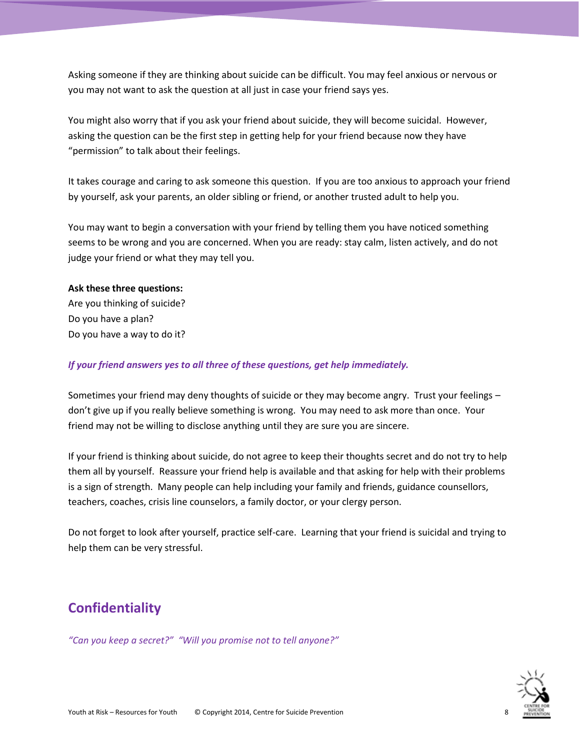Asking someone if they are thinking about suicide can be difficult. You may feel anxious or nervous or you may not want to ask the question at all just in case your friend says yes.

You might also worry that if you ask your friend about suicide, they will become suicidal. However, asking the question can be the first step in getting help for your friend because now they have "permission" to talk about their feelings.

It takes courage and caring to ask someone this question. If you are too anxious to approach your friend by yourself, ask your parents, an older sibling or friend, or another trusted adult to help you.

You may want to begin a conversation with your friend by telling them you have noticed something seems to be wrong and you are concerned. When you are ready: stay calm, listen actively, and do not judge your friend or what they may tell you.

**Ask these three questions:**
Are you thinking of suicide?
Do you have a plan?
Do you have a way to do it?

***If your friend answers yes to all three of these questions, get help immediately.***

Sometimes your friend may deny thoughts of suicide or they may become angry. Trust your feelings – don't give up if you really believe something is wrong. You may need to ask more than once. Your friend may not be willing to disclose anything until they are sure you are sincere.

If your friend is thinking about suicide, do not agree to keep their thoughts secret and do not try to help them all by yourself. Reassure your friend help is available and that asking for help with their problems is a sign of strength. Many people can help including your family and friends, guidance counsellors, teachers, coaches, crisis line counselors, a family doctor, or your clergy person.

Do not forget to look after yourself, practice self-care. Learning that your friend is suicidal and trying to help them can be very stressful.

## Confidentiality

*"Can you keep a secret?" "Will you promise not to tell anyone?"*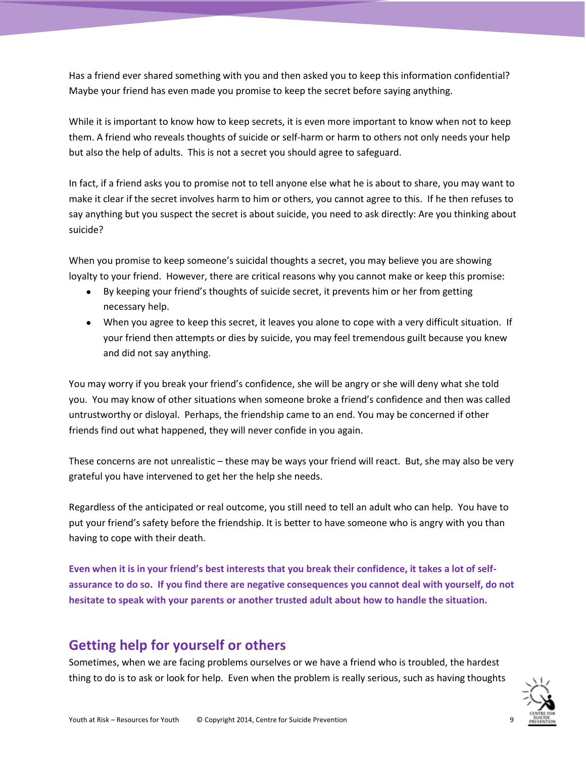Has a friend ever shared something with you and then asked you to keep this information confidential? Maybe your friend has even made you promise to keep the secret before saying anything.

While it is important to know how to keep secrets, it is even more important to know when not to keep them. A friend who reveals thoughts of suicide or self-harm or harm to others not only needs your help but also the help of adults. This is not a secret you should agree to safeguard.

In fact, if a friend asks you to promise not to tell anyone else what he is about to share, you may want to make it clear if the secret involves harm to him or others, you cannot agree to this. If he then refuses to say anything but you suspect the secret is about suicide, you need to ask directly: Are you thinking about suicide?

When you promise to keep someone's suicidal thoughts a secret, you may believe you are showing loyalty to your friend. However, there are critical reasons why you cannot make or keep this promise:

- By keeping your friend's thoughts of suicide secret, it prevents him or her from getting necessary help.
- When you agree to keep this secret, it leaves you alone to cope with a very difficult situation. If your friend then attempts or dies by suicide, you may feel tremendous guilt because you knew and did not say anything.

You may worry if you break your friend's confidence, she will be angry or she will deny what she told you. You may know of other situations when someone broke a friend's confidence and then was called untrustworthy or disloyal. Perhaps, the friendship came to an end. You may be concerned if other friends find out what happened, they will never confide in you again.

These concerns are not unrealistic – these may be ways your friend will react. But, she may also be very grateful you have intervened to get her the help she needs.

Regardless of the anticipated or real outcome, you still need to tell an adult who can help. You have to put your friend's safety before the friendship. It is better to have someone who is angry with you than having to cope with their death.

**Even when it is in your friend's best interests that you break their confidence, it takes a lot of self-assurance to do so. If you find there are negative consequences you cannot deal with yourself, do not hesitate to speak with your parents or another trusted adult about how to handle the situation.**

## Getting help for yourself or others

Sometimes, when we are facing problems ourselves or we have a friend who is troubled, the hardest thing to do is to ask or look for help. Even when the problem is really serious, such as having thoughts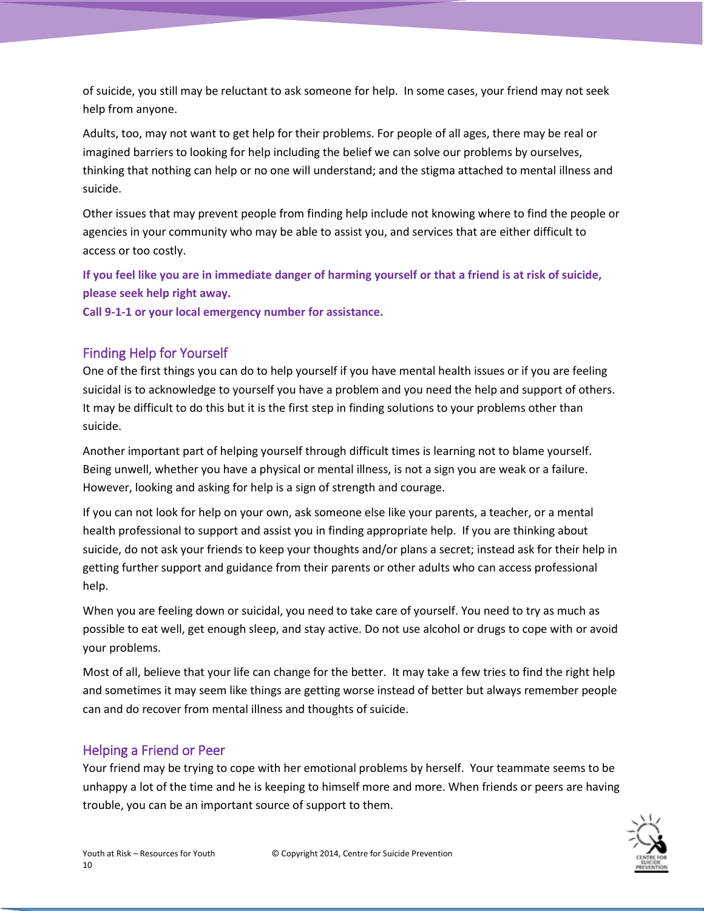of suicide, you still may be reluctant to ask someone for help. In some cases, your friend may not seek help from anyone.

Adults, too, may not want to get help for their problems. For people of all ages, there may be real or imagined barriers to looking for help including the belief we can solve our problems by ourselves, thinking that nothing can help or no one will understand; and the stigma attached to mental illness and suicide.

Other issues that may prevent people from finding help include not knowing where to find the people or agencies in your community who may be able to assist you, and services that are either difficult to access or too costly.

**If you feel like you are in immediate danger of harming yourself or that a friend is at risk of suicide, please seek help right away.**
**Call 9-1-1 or your local emergency number for assistance.**

## Finding Help for Yourself

One of the first things you can do to help yourself if you have mental health issues or if you are feeling suicidal is to acknowledge to yourself you have a problem and you need the help and support of others. It may be difficult to do this but it is the first step in finding solutions to your problems other than suicide.

Another important part of helping yourself through difficult times is learning not to blame yourself. Being unwell, whether you have a physical or mental illness, is not a sign you are weak or a failure. However, looking and asking for help is a sign of strength and courage.

If you can not look for help on your own, ask someone else like your parents, a teacher, or a mental health professional to support and assist you in finding appropriate help. If you are thinking about suicide, do not ask your friends to keep your thoughts and/or plans a secret; instead ask for their help in getting further support and guidance from their parents or other adults who can access professional help.

When you are feeling down or suicidal, you need to take care of yourself. You need to try as much as possible to eat well, get enough sleep, and stay active. Do not use alcohol or drugs to cope with or avoid your problems.

Most of all, believe that your life can change for the better. It may take a few tries to find the right help and sometimes it may seem like things are getting worse instead of better but always remember people can and do recover from mental illness and thoughts of suicide.

## Helping a Friend or Peer

Your friend may be trying to cope with her emotional problems by herself. Your teammate seems to be unhappy a lot of the time and he is keeping to himself more and more. When friends or peers are having trouble, you can be an important source of support to them.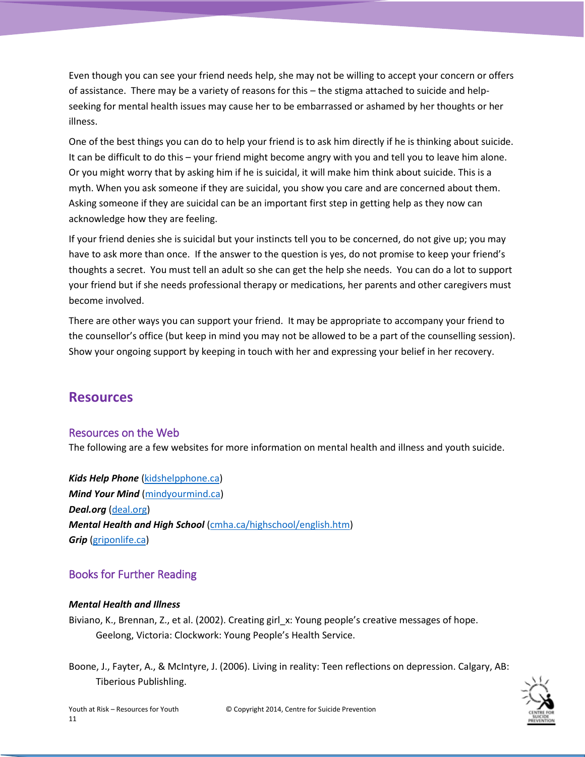Even though you can see your friend needs help, she may not be willing to accept your concern or offers of assistance. There may be a variety of reasons for this – the stigma attached to suicide and help-seeking for mental health issues may cause her to be embarrassed or ashamed by her thoughts or her illness.

One of the best things you can do to help your friend is to ask him directly if he is thinking about suicide. It can be difficult to do this – your friend might become angry with you and tell you to leave him alone. Or you might worry that by asking him if he is suicidal, it will make him think about suicide. This is a myth. When you ask someone if they are suicidal, you show you care and are concerned about them. Asking someone if they are suicidal can be an important first step in getting help as they now can acknowledge how they are feeling.

If your friend denies she is suicidal but your instincts tell you to be concerned, do not give up; you may have to ask more than once. If the answer to the question is yes, do not promise to keep your friend's thoughts a secret. You must tell an adult so she can get the help she needs. You can do a lot to support your friend but if she needs professional therapy or medications, her parents and other caregivers must become involved.

There are other ways you can support your friend. It may be appropriate to accompany your friend to the counsellor's office (but keep in mind you may not be allowed to be a part of the counselling session). Show your ongoing support by keeping in touch with her and expressing your belief in her recovery.

# Resources

## Resources on the Web

The following are a few websites for more information on mental health and illness and youth suicide.

***Kids Help Phone*** (kidshelpphone.ca)
***Mind Your Mind*** (mindyourmind.ca)
***Deal.org*** (deal.org)
***Mental Health and High School*** (cmha.ca/highschool/english.htm)
***Grip*** (griponlife.ca)

## Books for Further Reading

***Mental Health and Illness***

Biviano, K., Brennan, Z., et al. (2002). Creating girl_x: Young people's creative messages of hope. Geelong, Victoria: Clockwork: Young People's Health Service.

Boone, J., Fayter, A., & McIntyre, J. (2006). Living in reality: Teen reflections on depression. Calgary, AB: Tiberious Publishling.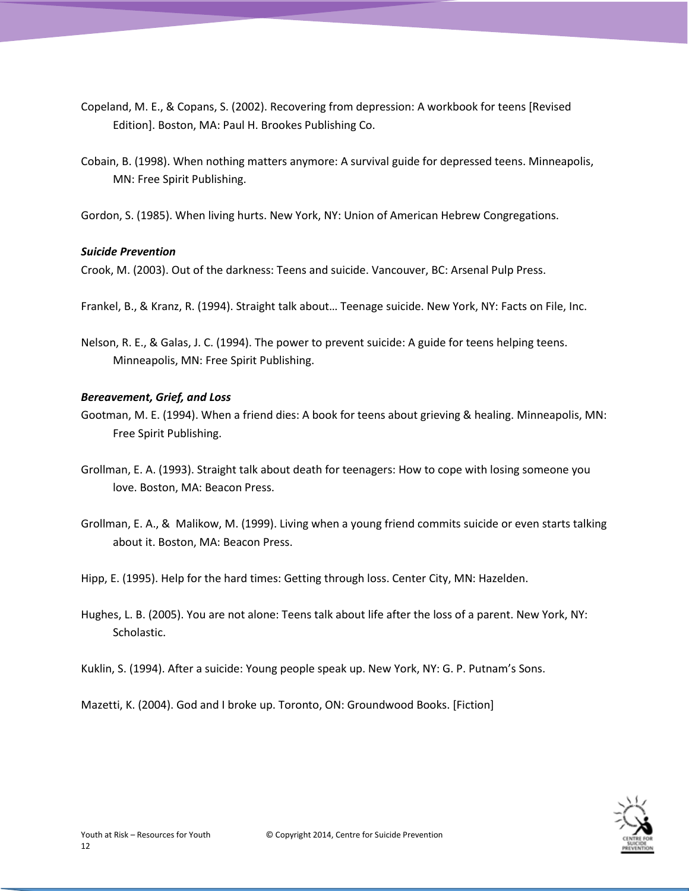Copeland, M. E., & Copans, S. (2002). Recovering from depression: A workbook for teens [Revised Edition]. Boston, MA: Paul H. Brookes Publishing Co.

Cobain, B. (1998). When nothing matters anymore: A survival guide for depressed teens. Minneapolis, MN: Free Spirit Publishing.

Gordon, S. (1985). When living hurts. New York, NY: Union of American Hebrew Congregations.

***Suicide Prevention***

Crook, M. (2003). Out of the darkness: Teens and suicide. Vancouver, BC: Arsenal Pulp Press.

Frankel, B., & Kranz, R. (1994). Straight talk about… Teenage suicide. New York, NY: Facts on File, Inc.

Nelson, R. E., & Galas, J. C. (1994). The power to prevent suicide: A guide for teens helping teens. Minneapolis, MN: Free Spirit Publishing.

***Bereavement, Grief, and Loss***

Gootman, M. E. (1994). When a friend dies: A book for teens about grieving & healing. Minneapolis, MN: Free Spirit Publishing.

Grollman, E. A. (1993). Straight talk about death for teenagers: How to cope with losing someone you love. Boston, MA: Beacon Press.

Grollman, E. A., & Malikow, M. (1999). Living when a young friend commits suicide or even starts talking about it. Boston, MA: Beacon Press.

Hipp, E. (1995). Help for the hard times: Getting through loss. Center City, MN: Hazelden.

Hughes, L. B. (2005). You are not alone: Teens talk about life after the loss of a parent. New York, NY: Scholastic.

Kuklin, S. (1994). After a suicide: Young people speak up. New York, NY: G. P. Putnam's Sons.

Mazetti, K. (2004). God and I broke up. Toronto, ON: Groundwood Books. [Fiction]